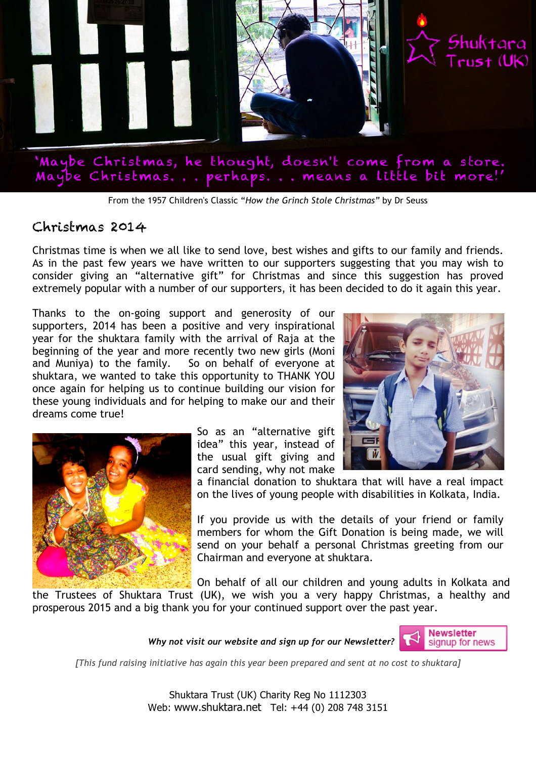Shuktara Trust (UK)

'Maybe Christmas, he thought, doesn't come from a store. Maybe Christmas. . . perhaps. . . means a little bit more!'

From the 1957 Children's Classic *"How the Grinch Stole Christmas"* by Dr Seuss

## Christmas 2014

Christmas time is when we all like to send love, best wishes and gifts to our family and friends. As in the past few years we have written to our supporters suggesting that you may wish to consider giving an "alternative gift" for Christmas and since this suggestion has proved extremely popular with a number of our supporters, it has been decided to do it again this year.

Thanks to the on-going support and generosity of our supporters, 2014 has been a positive and very inspirational year for the shuktara family with the arrival of Raja at the beginning of the year and more recently two new girls (Moni and Muniya) to the family. So on behalf of everyone at shuktara, we wanted to take this opportunity to THANK YOU once again for helping us to continue building our vision for these young individuals and for helping to make our and their dreams come true!

So as an "alternative gift idea" this year, instead of the usual gift giving and card sending, why not make a financial donation to shuktara that will have a real impact on the lives of young people with disabilities in Kolkata, India.

If you provide us with the details of your friend or family members for whom the Gift Donation is being made, we will send on your behalf a personal Christmas greeting from our Chairman and everyone at shuktara.

On behalf of all our children and young adults in Kolkata and the Trustees of Shuktara Trust (UK), we wish you a very happy Christmas, a healthy and prosperous 2015 and a big thank you for your continued support over the past year.

***Why not visit our website and sign up for our Newsletter?*** Newsletter signup for news

*[This fund raising initiative has again this year been prepared and sent at no cost to shuktara]*

Shuktara Trust (UK) Charity Reg No 1112303
Web: www.shuktara.net Tel: +44 (0) 208 748 3151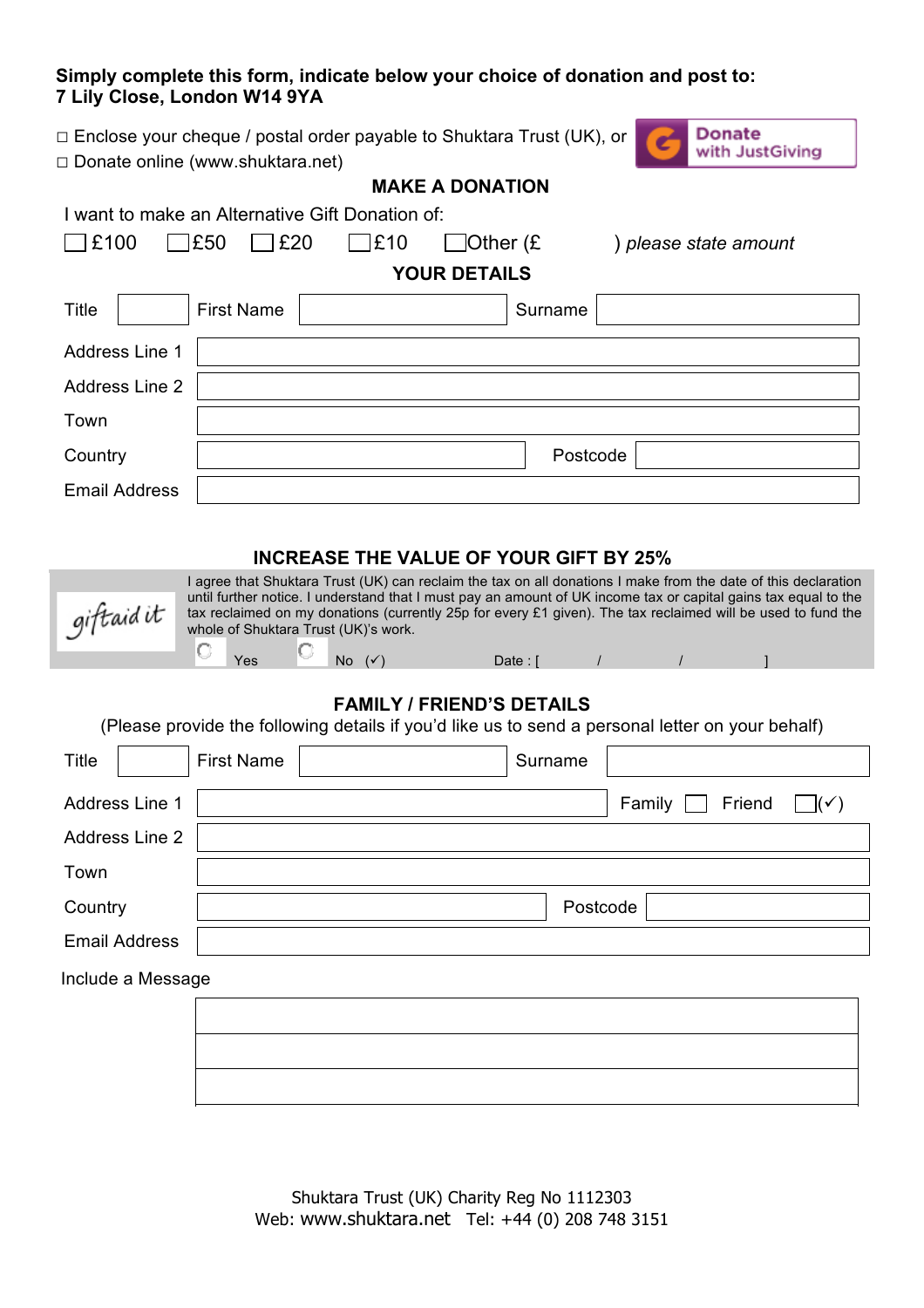**Simply complete this form, indicate below your choice of donation and post to:**
**7 Lily Close, London W14 9YA**

□ Enclose your cheque / postal order payable to Shuktara Trust (UK), or
□ Donate online (www.shuktara.net)

Donate with JustGiving

## MAKE A DONATION

I want to make an Alternative Gift Donation of:

☐ £100 ☐ £50 ☐ £20 ☐ £10 ☐ Other (£ ) *please state amount*

## YOUR DETAILS

| | | | | | |
|---|---|---|---|---|---|
| Title | | First Name | | Surname | |
| Address Line 1 | | | | | |
| Address Line 2 | | | | | |
| Town | | | | | |
| Country | | | | Postcode | |
| Email Address | | | | | |

## INCREASE THE VALUE OF YOUR GIFT BY 25%

giftaid it

I agree that Shuktara Trust (UK) can reclaim the tax on all donations I make from the date of this declaration until further notice. I understand that I must pay an amount of UK income tax or capital gains tax equal to the tax reclaimed on my donations (currently 25p for every £1 given). The tax reclaimed will be used to fund the whole of Shuktara Trust (UK)'s work.

○ Yes ○ No (✓) Date : [ / / ]

## FAMILY / FRIEND'S DETAILS

(Please provide the following details if you'd like us to send a personal letter on your behalf)

| | | | | | |
|---|---|---|---|---|---|
| Title | | First Name | | Surname | |
| Address Line 1 | | | | Family ☐ Friend ☐ (✓) | |
| Address Line 2 | | | | | |
| Town | | | | | |
| Country | | | | Postcode | |
| Email Address | | | | | |

Include a Message

| |
|---|
| |
| |
| |

Shuktara Trust (UK) Charity Reg No 1112303
Web: www.shuktara.net Tel: +44 (0) 208 748 3151